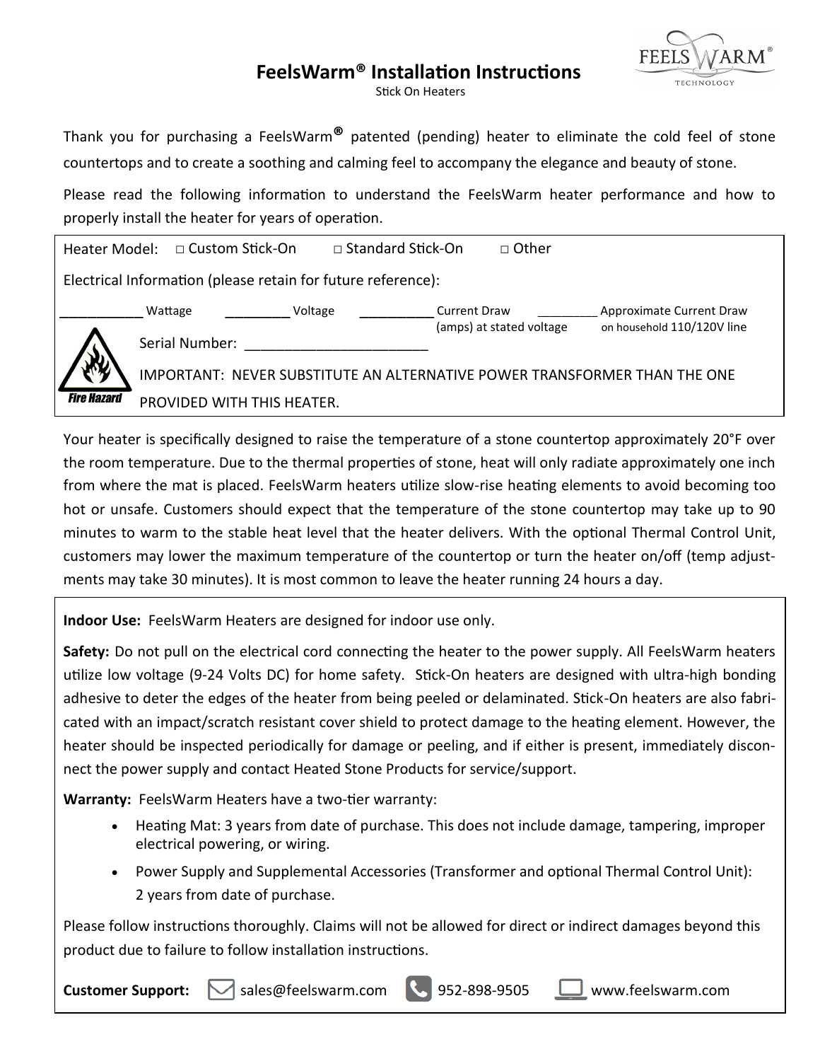# FeelsWarm® Installation Instructions

Stick On Heaters

Thank you for purchasing a FeelsWarm® patented (pending) heater to eliminate the cold feel of stone countertops and to create a soothing and calming feel to accompany the elegance and beauty of stone.

Please read the following information to understand the FeelsWarm heater performance and how to properly install the heater for years of operation.

Heater Model: □ Custom Stick-On □ Standard Stick-On □ Other

Electrical Information (please retain for future reference):

___________ Wattage _________ Voltage __________ Current Draw (amps) at stated voltage ________ Approximate Current Draw on household 110/120V line

Fire Hazard

Serial Number: _______________________

IMPORTANT: NEVER SUBSTITUTE AN ALTERNATIVE POWER TRANSFORMER THAN THE ONE PROVIDED WITH THIS HEATER.

Your heater is specifically designed to raise the temperature of a stone countertop approximately 20°F over the room temperature. Due to the thermal properties of stone, heat will only radiate approximately one inch from where the mat is placed. FeelsWarm heaters utilize slow-rise heating elements to avoid becoming too hot or unsafe. Customers should expect that the temperature of the stone countertop may take up to 90 minutes to warm to the stable heat level that the heater delivers. With the optional Thermal Control Unit, customers may lower the maximum temperature of the countertop or turn the heater on/off (temp adjustments may take 30 minutes). It is most common to leave the heater running 24 hours a day.

**Indoor Use:** FeelsWarm Heaters are designed for indoor use only.

**Safety:** Do not pull on the electrical cord connecting the heater to the power supply. All FeelsWarm heaters utilize low voltage (9-24 Volts DC) for home safety. Stick-On heaters are designed with ultra-high bonding adhesive to deter the edges of the heater from being peeled or delaminated. Stick-On heaters are also fabricated with an impact/scratch resistant cover shield to protect damage to the heating element. However, the heater should be inspected periodically for damage or peeling, and if either is present, immediately disconnect the power supply and contact Heated Stone Products for service/support.

**Warranty:** FeelsWarm Heaters have a two-tier warranty:

- Heating Mat: 3 years from date of purchase. This does not include damage, tampering, improper electrical powering, or wiring.
- Power Supply and Supplemental Accessories (Transformer and optional Thermal Control Unit): 2 years from date of purchase.

Please follow instructions thoroughly. Claims will not be allowed for direct or indirect damages beyond this product due to failure to follow installation instructions.

**Customer Support:** sales@feelswarm.com 952-898-9505 www.feelswarm.com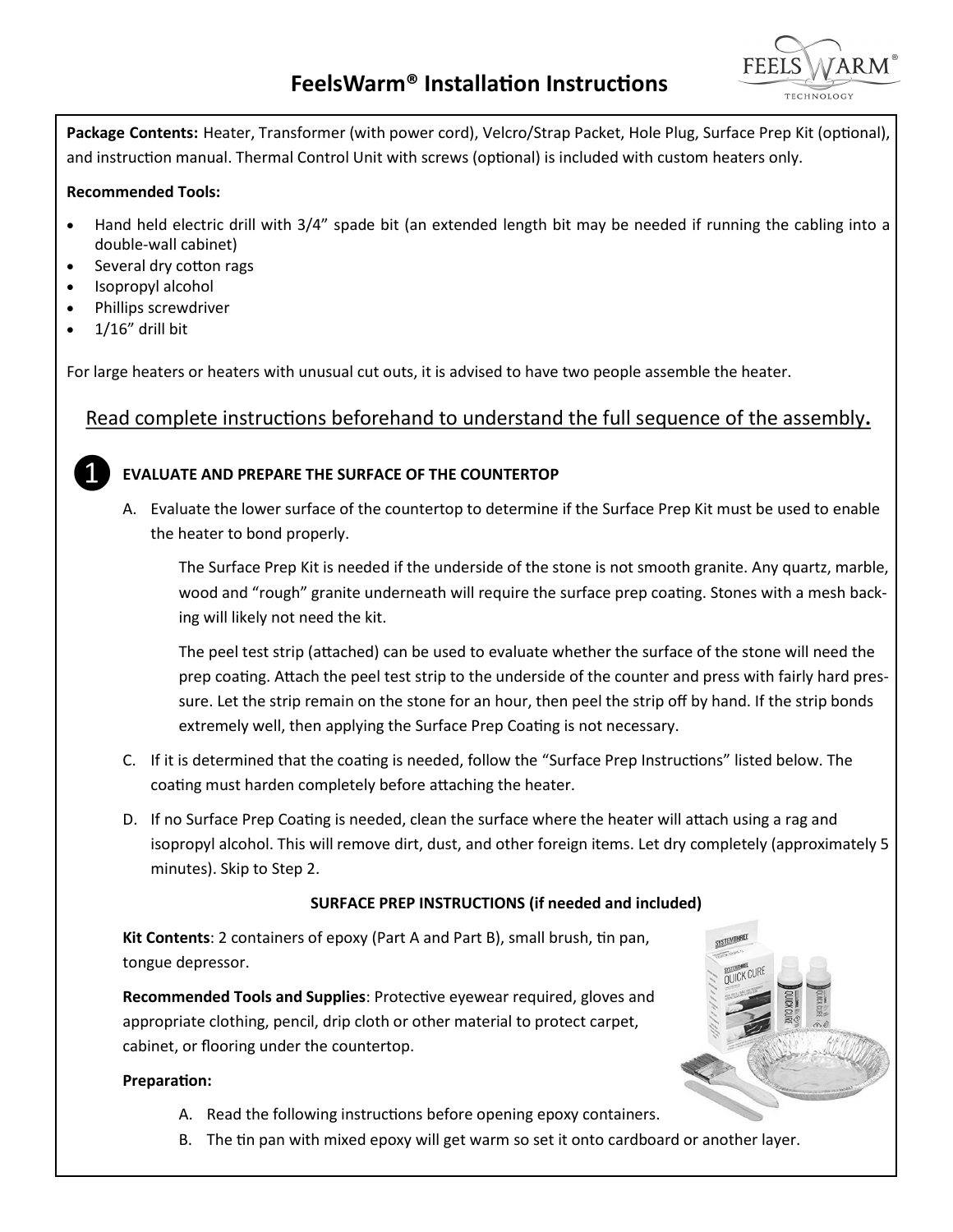# FeelsWarm® Installation Instructions

**Package Contents:** Heater, Transformer (with power cord), Velcro/Strap Packet, Hole Plug, Surface Prep Kit (optional), and instruction manual. Thermal Control Unit with screws (optional) is included with custom heaters only.

**Recommended Tools:**

- Hand held electric drill with 3/4" spade bit (an extended length bit may be needed if running the cabling into a double-wall cabinet)
- Several dry cotton rags
- Isopropyl alcohol
- Phillips screwdriver
- 1/16" drill bit

For large heaters or heaters with unusual cut outs, it is advised to have two people assemble the heater.

Read complete instructions beforehand to understand the full sequence of the assembly**.**

## 1 EVALUATE AND PREPARE THE SURFACE OF THE COUNTERTOP

A. Evaluate the lower surface of the countertop to determine if the Surface Prep Kit must be used to enable the heater to bond properly.

The Surface Prep Kit is needed if the underside of the stone is not smooth granite. Any quartz, marble, wood and "rough" granite underneath will require the surface prep coating. Stones with a mesh backing will likely not need the kit.

The peel test strip (attached) can be used to evaluate whether the surface of the stone will need the prep coating. Attach the peel test strip to the underside of the counter and press with fairly hard pressure. Let the strip remain on the stone for an hour, then peel the strip off by hand. If the strip bonds extremely well, then applying the Surface Prep Coating is not necessary.

C. If it is determined that the coating is needed, follow the "Surface Prep Instructions" listed below. The coating must harden completely before attaching the heater.

D. If no Surface Prep Coating is needed, clean the surface where the heater will attach using a rag and isopropyl alcohol. This will remove dirt, dust, and other foreign items. Let dry completely (approximately 5 minutes). Skip to Step 2.

### SURFACE PREP INSTRUCTIONS (if needed and included)

**Kit Contents**: 2 containers of epoxy (Part A and Part B), small brush, tin pan, tongue depressor.

**Recommended Tools and Supplies**: Protective eyewear required, gloves and appropriate clothing, pencil, drip cloth or other material to protect carpet, cabinet, or flooring under the countertop.

**Preparation:**

A. Read the following instructions before opening epoxy containers.
B. The tin pan with mixed epoxy will get warm so set it onto cardboard or another layer.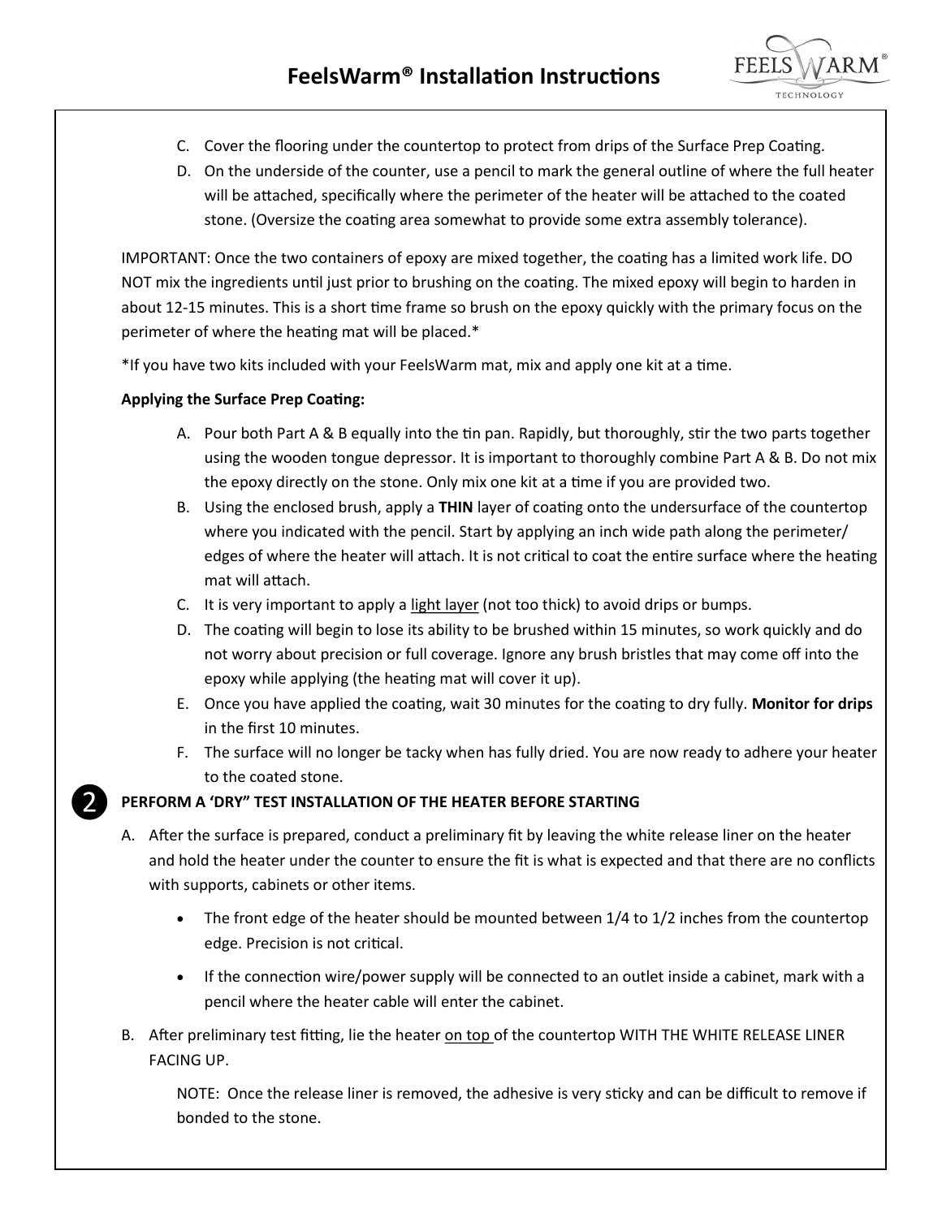C. Cover the flooring under the countertop to protect from drips of the Surface Prep Coating.

D. On the underside of the counter, use a pencil to mark the general outline of where the full heater will be attached, specifically where the perimeter of the heater will be attached to the coated stone. (Oversize the coating area somewhat to provide some extra assembly tolerance).

IMPORTANT: Once the two containers of epoxy are mixed together, the coating has a limited work life. DO NOT mix the ingredients until just prior to brushing on the coating. The mixed epoxy will begin to harden in about 12-15 minutes. This is a short time frame so brush on the epoxy quickly with the primary focus on the perimeter of where the heating mat will be placed.*

*If you have two kits included with your FeelsWarm mat, mix and apply one kit at a time.

**Applying the Surface Prep Coating:**

A. Pour both Part A & B equally into the tin pan. Rapidly, but thoroughly, stir the two parts together using the wooden tongue depressor. It is important to thoroughly combine Part A & B. Do not mix the epoxy directly on the stone. Only mix one kit at a time if you are provided two.

B. Using the enclosed brush, apply a **THIN** layer of coating onto the undersurface of the countertop where you indicated with the pencil. Start by applying an inch wide path along the perimeter/ edges of where the heater will attach. It is not critical to coat the entire surface where the heating mat will attach.

C. It is very important to apply a light layer (not too thick) to avoid drips or bumps.

D. The coating will begin to lose its ability to be brushed within 15 minutes, so work quickly and do not worry about precision or full coverage. Ignore any brush bristles that may come off into the epoxy while applying (the heating mat will cover it up).

E. Once you have applied the coating, wait 30 minutes for the coating to dry fully. **Monitor for drips** in the first 10 minutes.

F. The surface will no longer be tacky when has fully dried. You are now ready to adhere your heater to the coated stone.

## ❷ PERFORM A 'DRY" TEST INSTALLATION OF THE HEATER BEFORE STARTING

A. After the surface is prepared, conduct a preliminary fit by leaving the white release liner on the heater and hold the heater under the counter to ensure the fit is what is expected and that there are no conflicts with supports, cabinets or other items.

- The front edge of the heater should be mounted between 1/4 to 1/2 inches from the countertop edge. Precision is not critical.
- If the connection wire/power supply will be connected to an outlet inside a cabinet, mark with a pencil where the heater cable will enter the cabinet.

B. After preliminary test fitting, lie the heater on top of the countertop WITH THE WHITE RELEASE LINER FACING UP.

NOTE: Once the release liner is removed, the adhesive is very sticky and can be difficult to remove if bonded to the stone.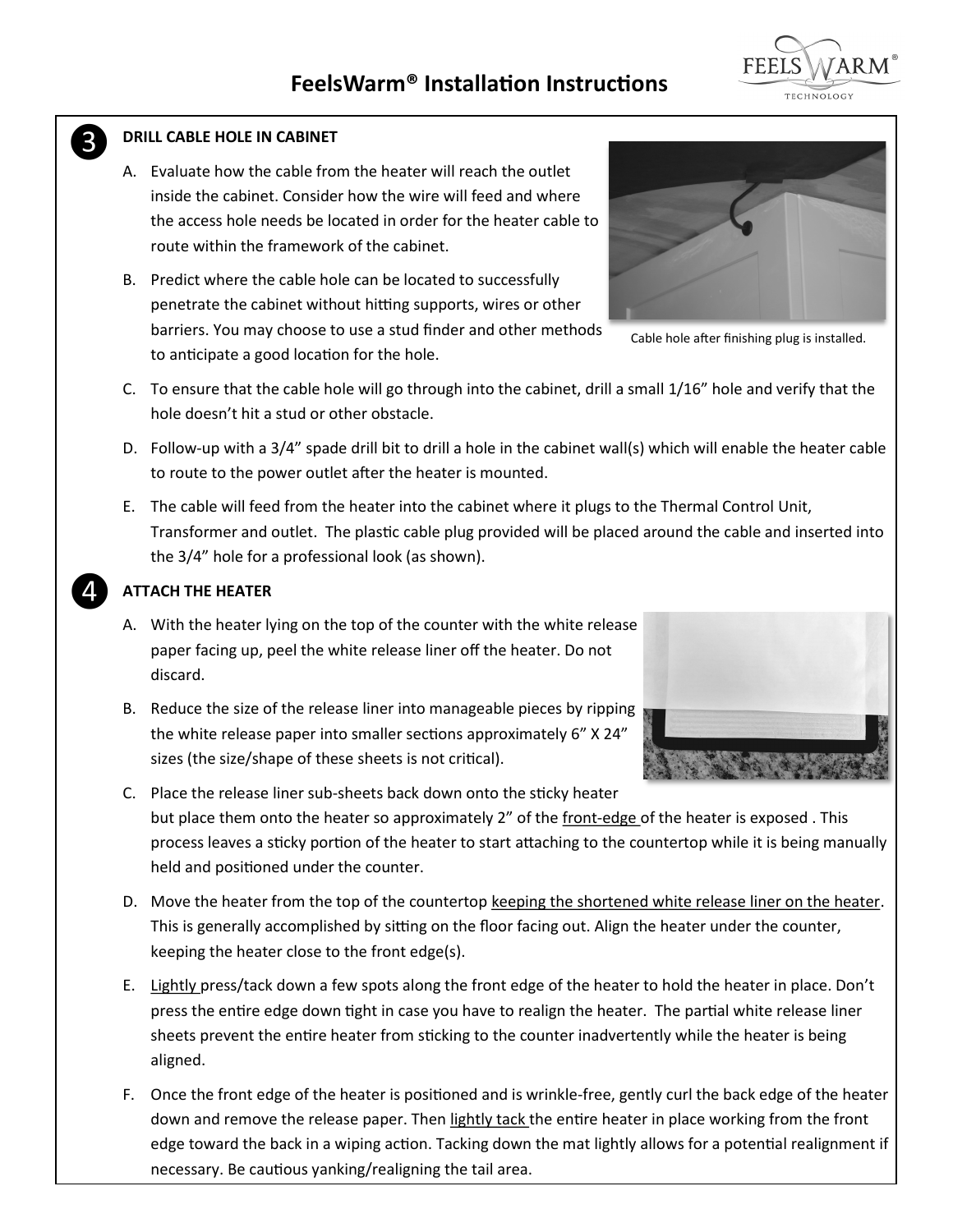# FeelsWarm® Installation Instructions

## 3 DRILL CABLE HOLE IN CABINET

A. Evaluate how the cable from the heater will reach the outlet inside the cabinet. Consider how the wire will feed and where the access hole needs be located in order for the heater cable to route within the framework of the cabinet.

B. Predict where the cable hole can be located to successfully penetrate the cabinet without hitting supports, wires or other barriers. You may choose to use a stud finder and other methods to anticipate a good location for the hole.

Cable hole after finishing plug is installed.

C. To ensure that the cable hole will go through into the cabinet, drill a small 1/16" hole and verify that the hole doesn't hit a stud or other obstacle.

D. Follow-up with a 3/4" spade drill bit to drill a hole in the cabinet wall(s) which will enable the heater cable to route to the power outlet after the heater is mounted.

E. The cable will feed from the heater into the cabinet where it plugs to the Thermal Control Unit, Transformer and outlet. The plastic cable plug provided will be placed around the cable and inserted into the 3/4" hole for a professional look (as shown).

## 4 ATTACH THE HEATER

A. With the heater lying on the top of the counter with the white release paper facing up, peel the white release liner off the heater. Do not discard.

B. Reduce the size of the release liner into manageable pieces by ripping the white release paper into smaller sections approximately 6" X 24" sizes (the size/shape of these sheets is not critical).

C. Place the release liner sub-sheets back down onto the sticky heater but place them onto the heater so approximately 2" of the <u>front-edge</u> of the heater is exposed . This process leaves a sticky portion of the heater to start attaching to the countertop while it is being manually held and positioned under the counter.

D. Move the heater from the top of the countertop <u>keeping the shortened white release liner on the heater</u>. This is generally accomplished by sitting on the floor facing out. Align the heater under the counter, keeping the heater close to the front edge(s).

E. <u>Lightly</u> press/tack down a few spots along the front edge of the heater to hold the heater in place. Don't press the entire edge down tight in case you have to realign the heater. The partial white release liner sheets prevent the entire heater from sticking to the counter inadvertently while the heater is being aligned.

F. Once the front edge of the heater is positioned and is wrinkle-free, gently curl the back edge of the heater down and remove the release paper. Then <u>lightly tack</u> the entire heater in place working from the front edge toward the back in a wiping action. Tacking down the mat lightly allows for a potential realignment if necessary. Be cautious yanking/realigning the tail area.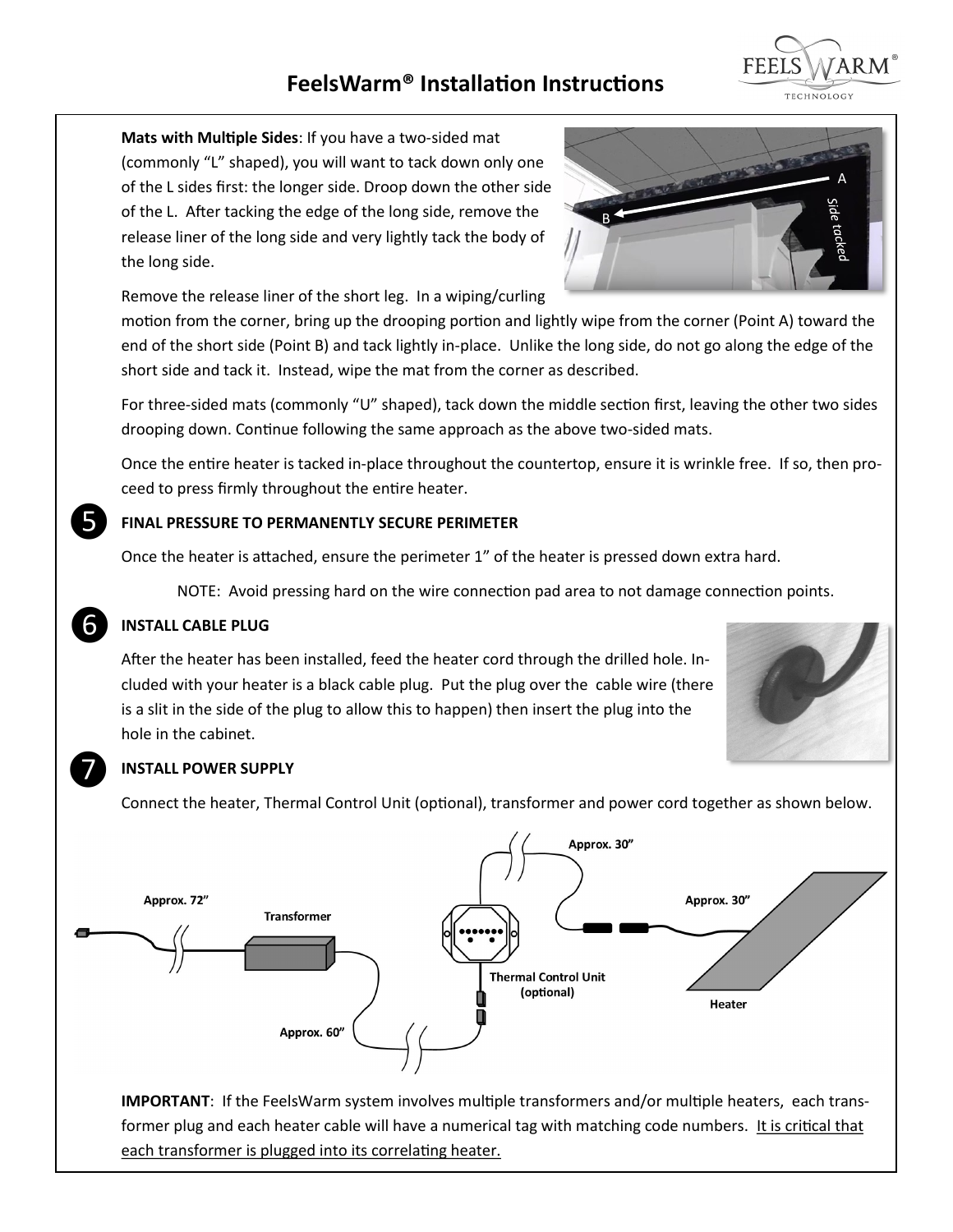# FeelsWarm® Installation Instructions

**Mats with Multiple Sides**: If you have a two-sided mat (commonly "L" shaped), you will want to tack down only one of the L sides first: the longer side. Droop down the other side of the L. After tacking the edge of the long side, remove the release liner of the long side and very lightly tack the body of the long side.

Remove the release liner of the short leg. In a wiping/curling motion from the corner, bring up the drooping portion and lightly wipe from the corner (Point A) toward the end of the short side (Point B) and tack lightly in-place. Unlike the long side, do not go along the edge of the short side and tack it. Instead, wipe the mat from the corner as described.

For three-sided mats (commonly "U" shaped), tack down the middle section first, leaving the other two sides drooping down. Continue following the same approach as the above two-sided mats.

Once the entire heater is tacked in-place throughout the countertop, ensure it is wrinkle free. If so, then proceed to press firmly throughout the entire heater.

## 5 FINAL PRESSURE TO PERMANENTLY SECURE PERIMETER

Once the heater is attached, ensure the perimeter 1" of the heater is pressed down extra hard.

NOTE: Avoid pressing hard on the wire connection pad area to not damage connection points.

## 6 INSTALL CABLE PLUG

After the heater has been installed, feed the heater cord through the drilled hole. Included with your heater is a black cable plug. Put the plug over the cable wire (there is a slit in the side of the plug to allow this to happen) then insert the plug into the hole in the cabinet.

## 7 INSTALL POWER SUPPLY

Connect the heater, Thermal Control Unit (optional), transformer and power cord together as shown below.

Approx. 72" — Transformer — Approx. 60" — Thermal Control Unit (optional) — Approx. 30" — Approx. 30" — Heater

**IMPORTANT**: If the FeelsWarm system involves multiple transformers and/or multiple heaters, each transformer plug and each heater cable will have a numerical tag with matching code numbers. It is critical that each transformer is plugged into its correlating heater.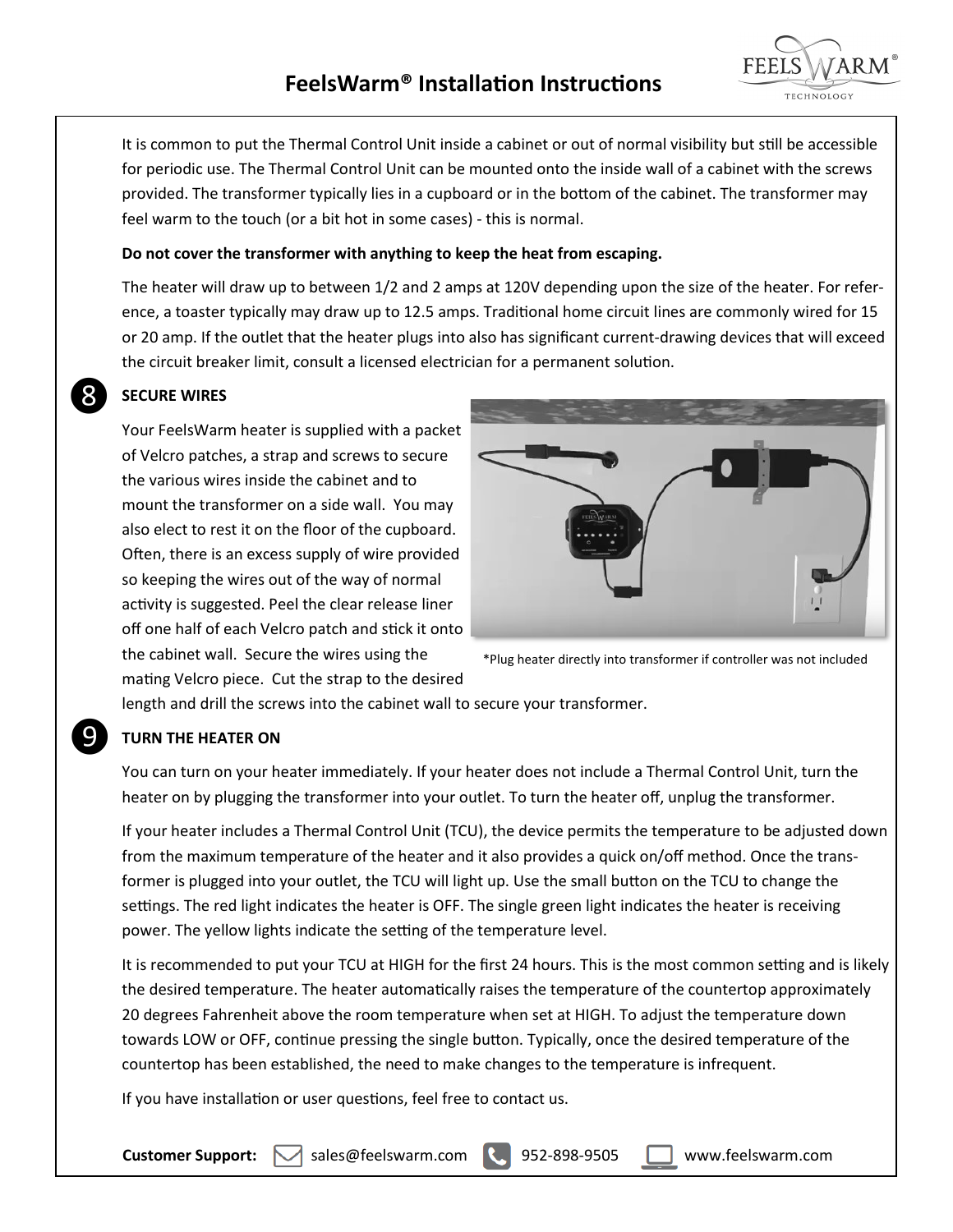It is common to put the Thermal Control Unit inside a cabinet or out of normal visibility but still be accessible for periodic use. The Thermal Control Unit can be mounted onto the inside wall of a cabinet with the screws provided. The transformer typically lies in a cupboard or in the bottom of the cabinet. The transformer may feel warm to the touch (or a bit hot in some cases) - this is normal.

**Do not cover the transformer with anything to keep the heat from escaping.**

The heater will draw up to between 1/2 and 2 amps at 120V depending upon the size of the heater. For reference, a toaster typically may draw up to 12.5 amps. Traditional home circuit lines are commonly wired for 15 or 20 amp. If the outlet that the heater plugs into also has significant current-drawing devices that will exceed the circuit breaker limit, consult a licensed electrician for a permanent solution.

## 8 SECURE WIRES

Your FeelsWarm heater is supplied with a packet of Velcro patches, a strap and screws to secure the various wires inside the cabinet and to mount the transformer on a side wall. You may also elect to rest it on the floor of the cupboard. Often, there is an excess supply of wire provided so keeping the wires out of the way of normal activity is suggested. Peel the clear release liner off one half of each Velcro patch and stick it onto the cabinet wall. Secure the wires using the mating Velcro piece. Cut the strap to the desired length and drill the screws into the cabinet wall to secure your transformer.

*Plug heater directly into transformer if controller was not included

## 9 TURN THE HEATER ON

You can turn on your heater immediately. If your heater does not include a Thermal Control Unit, turn the heater on by plugging the transformer into your outlet. To turn the heater off, unplug the transformer.

If your heater includes a Thermal Control Unit (TCU), the device permits the temperature to be adjusted down from the maximum temperature of the heater and it also provides a quick on/off method. Once the transformer is plugged into your outlet, the TCU will light up. Use the small button on the TCU to change the settings. The red light indicates the heater is OFF. The single green light indicates the heater is receiving power. The yellow lights indicate the setting of the temperature level.

It is recommended to put your TCU at HIGH for the first 24 hours. This is the most common setting and is likely the desired temperature. The heater automatically raises the temperature of the countertop approximately 20 degrees Fahrenheit above the room temperature when set at HIGH. To adjust the temperature down towards LOW or OFF, continue pressing the single button. Typically, once the desired temperature of the countertop has been established, the need to make changes to the temperature is infrequent.

If you have installation or user questions, feel free to contact us.

**Customer Support:** sales@feelswarm.com 952-898-9505 www.feelswarm.com